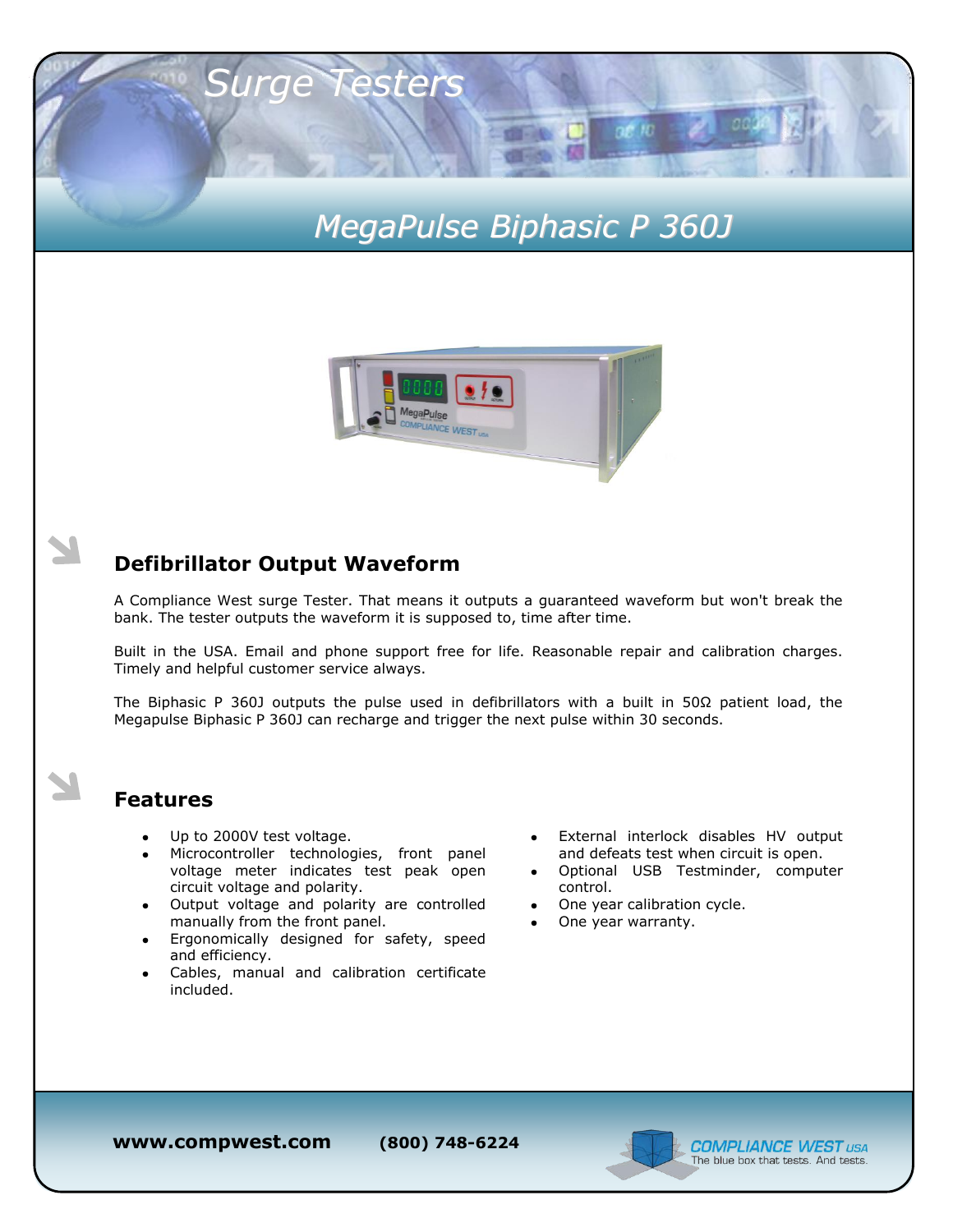# Surge Testers

## MegaPulse Biphasic P 360J

### Defibrillator Output Waveform

A Compliance West surge Tester. That means it outputs a guaranteed waveform but won't break the bank. The tester outputs the waveform it is supposed to, time after time.

Built in the USA. Email and phone support free for life. Reasonable repair and calibration charges. Timely and helpful customer service always.

The Biphasic P 360J outputs the pulse used in defibrillators with a built in 50Ω patient load, the Megapulse Biphasic P 360J can recharge and trigger the next pulse within 30 seconds.

### Features

- Up to 2000V test voltage.
- Microcontroller technologies, front panel voltage meter indicates test peak open circuit voltage and polarity.
- Output voltage and polarity are controlled manually from the front panel.
- Ergonomically designed for safety, speed and efficiency.
- Cables, manual and calibration certificate included.
- External interlock disables HV output and defeats test when circuit is open.
- Optional USB Testminder, computer control.
- One year calibration cycle.
- One year warranty.

**www.compwest.com** **(800) 748-6224**

COMPLIANCE WEST USA — The blue box that tests. And tests.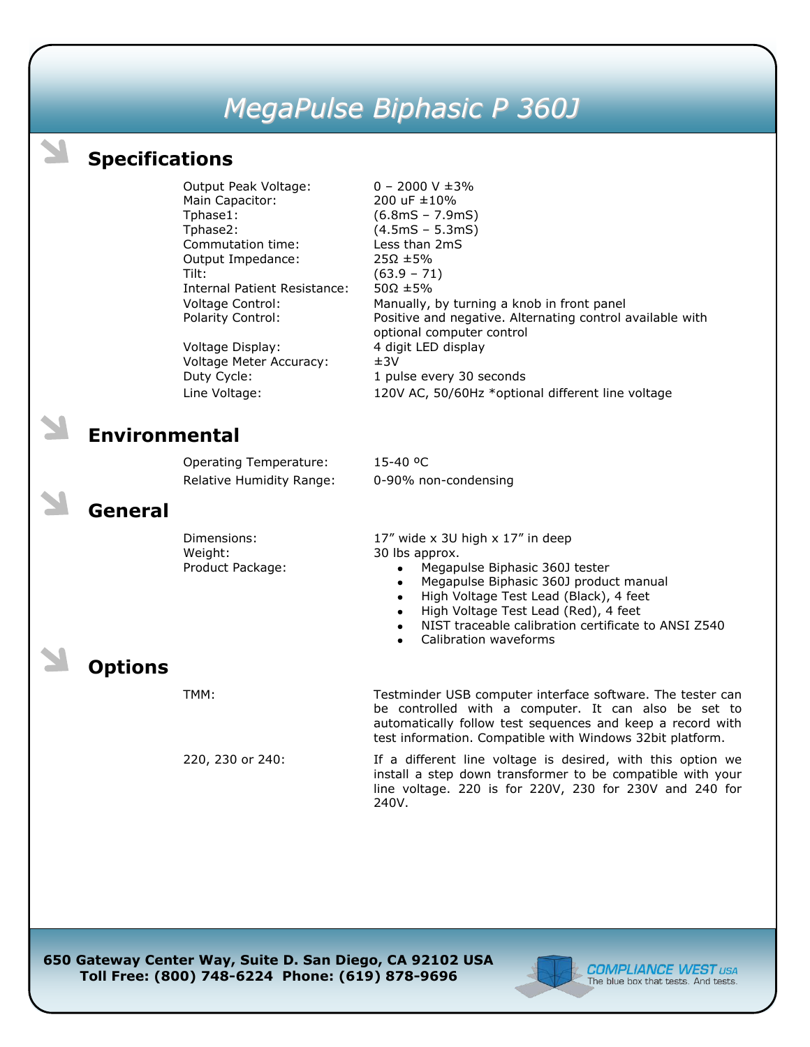# MegaPulse Biphasic P 360J

## Specifications

| | |
|---|---|
| Output Peak Voltage: | 0 – 2000 V ±3% |
| Main Capacitor: | 200 uF ±10% |
| Tphase1: | (6.8mS – 7.9mS) |
| Tphase2: | (4.5mS – 5.3mS) |
| Commutation time: | Less than 2mS |
| Output Impedance: | 25Ω ±5% |
| Tilt: | (63.9 – 71) |
| Internal Patient Resistance: | 50Ω ±5% |
| Voltage Control: | Manually, by turning a knob in front panel |
| Polarity Control: | Positive and negative. Alternating control available with optional computer control |
| Voltage Display: | 4 digit LED display |
| Voltage Meter Accuracy: | ±3V |
| Duty Cycle: | 1 pulse every 30 seconds |
| Line Voltage: | 120V AC, 50/60Hz *optional different line voltage |

## Environmental

| | |
|---|---|
| Operating Temperature: | 15-40 ºC |
| Relative Humidity Range: | 0-90% non-condensing |

## General

Dimensions: 17” wide x 3U high x 17” in deep

Weight: 30 lbs approx.

Product Package:

- Megapulse Biphasic 360J tester
- Megapulse Biphasic 360J product manual
- High Voltage Test Lead (Black), 4 feet
- High Voltage Test Lead (Red), 4 feet
- NIST traceable calibration certificate to ANSI Z540
- Calibration waveforms

## Options

TMM: Testminder USB computer interface software. The tester can be controlled with a computer. It can also be set to automatically follow test sequences and keep a record with test information. Compatible with Windows 32bit platform.

220, 230 or 240: If a different line voltage is desired, with this option we install a step down transformer to be compatible with your line voltage. 220 is for 220V, 230 for 230V and 240 for 240V.

**650 Gateway Center Way, Suite D. San Diego, CA 92102 USA**
**Toll Free: (800) 748-6224 Phone: (619) 878-9696**

COMPLIANCE WEST USA
The blue box that tests. And tests.